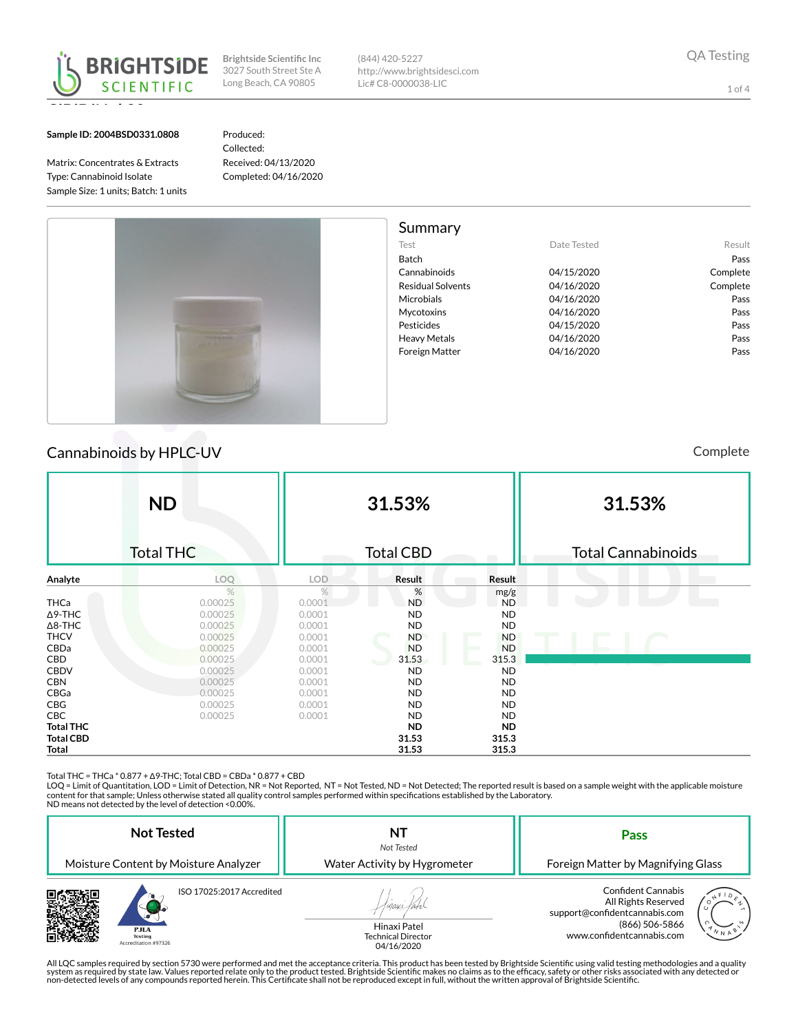**BRIGHTSIDE SCIENTIFIC**

Brightside Scientific Inc
3027 South Street Ste A
Long Beach, CA 90805

(844) 420-5227
http://www.brightsidesci.com
Lic# C8-0000038-LIC

QA Testing

**Sample ID: 2004BSD0331.0808**

Matrix: Concentrates & Extracts
Type: Cannabinoid Isolate
Sample Size: 1 units; Batch: 1 units

Produced:
Collected:
Received: 04/13/2020
Completed: 04/16/2020

## Summary

| Test | Date Tested | Result |
|---|---|---|
| Batch | | Pass |
| Cannabinoids | 04/15/2020 | Complete |
| Residual Solvents | 04/16/2020 | Complete |
| Microbials | 04/16/2020 | Pass |
| Mycotoxins | 04/16/2020 | Pass |
| Pesticides | 04/15/2020 | Pass |
| Heavy Metals | 04/16/2020 | Pass |
| Foreign Matter | 04/16/2020 | Pass |

## Cannabinoids by HPLC-UV

Complete

| **ND** | **31.53%** | **31.53%** |
|---|---|---|
| Total THC | Total CBD | Total Cannabinoids |

| Analyte | LOQ | LOD | Result | Result |
|---|---|---|---|---|
| | % | % | % | mg/g |
| THCa | 0.00025 | 0.0001 | ND | ND |
| Δ9-THC | 0.00025 | 0.0001 | ND | ND |
| Δ8-THC | 0.00025 | 0.0001 | ND | ND |
| THCV | 0.00025 | 0.0001 | ND | ND |
| CBDa | 0.00025 | 0.0001 | ND | ND |
| CBD | 0.00025 | 0.0001 | 31.53 | 315.3 |
| CBDV | 0.00025 | 0.0001 | ND | ND |
| CBN | 0.00025 | 0.0001 | ND | ND |
| CBGa | 0.00025 | 0.0001 | ND | ND |
| CBG | 0.00025 | 0.0001 | ND | ND |
| CBC | 0.00025 | 0.0001 | ND | ND |
| **Total THC** | | | **ND** | **ND** |
| **Total CBD** | | | **31.53** | **315.3** |
| **Total** | | | **31.53** | **315.3** |

Total THC = THCa * 0.877 + Δ9-THC; Total CBD = CBDa * 0.877 + CBD
LOQ = Limit of Quantitation, LOD = Limit of Detection, NR = Not Reported, NT = Not Tested, ND = Not Detected; The reported result is based on a sample weight with the applicable moisture content for that sample; Unless otherwise stated all quality control samples performed within specifications established by the Laboratory.
ND means not detected by the level of detection <0.00%.

| **Not Tested** | **NT** *Not Tested* | **Pass** |
|---|---|---|
| Moisture Content by Moisture Analyzer | Water Activity by Hygrometer | Foreign Matter by Magnifying Glass |

PJLA Testing Accreditation #97326

ISO 17025:2017 Accredited

Hinaxi Patel
Technical Director
04/16/2020

Confident Cannabis
All Rights Reserved
support@confidentcannabis.com
(866) 506-5866
www.confidentcannabis.com

All LQC samples required by section 5730 were performed and met the acceptance criteria. This product has been tested by Brightside Scientific using valid testing methodologies and a quality system as required by state law. Values reported relate only to the product tested. Brightside Scientific makes no claims as to the efficacy, safety or other risks associated with any detected or non-detected levels of any compounds reported herein. This Certificate shall not be reproduced except in full, without the written approval of Brightside Scientific.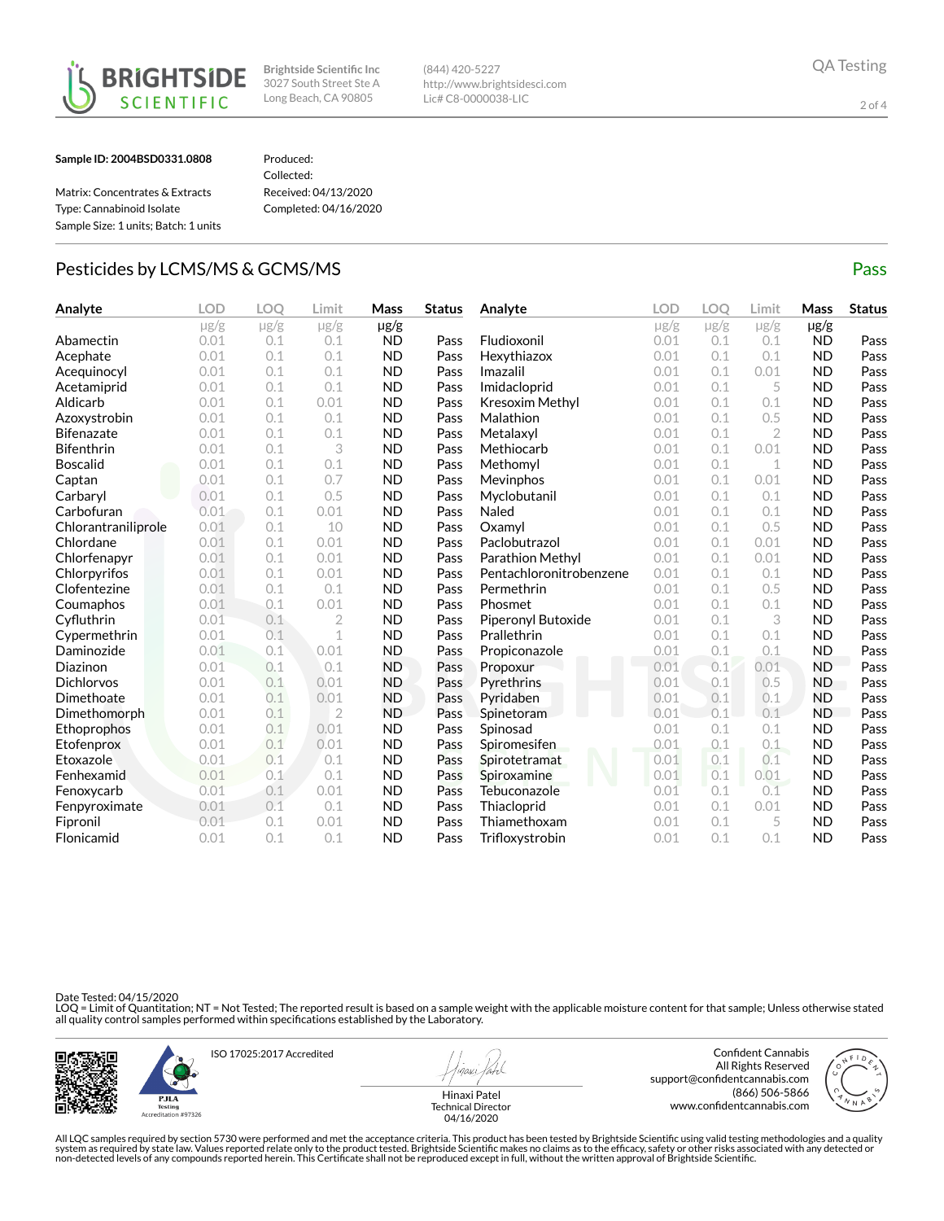Brightside Scientific Inc
3027 South Street Ste A
Long Beach, CA 90805

(844) 420-5227
http://www.brightsidesci.com
Lic# C8-0000038-LIC

QA Testing

**Sample ID: 2004BSD0331.0808**

Matrix: Concentrates & Extracts
Type: Cannabinoid Isolate
Sample Size: 1 units; Batch: 1 units

Produced:
Collected:
Received: 04/13/2020
Completed: 04/16/2020

## Pesticides by LCMS/MS & GCMS/MS

Pass

| Analyte | LOD | LOQ | Limit | Mass | Status |
|---|---|---|---|---|---|
| | μg/g | μg/g | μg/g | μg/g | |
| Abamectin | 0.01 | 0.1 | 0.1 | ND | Pass |
| Acephate | 0.01 | 0.1 | 0.1 | ND | Pass |
| Acequinocyl | 0.01 | 0.1 | 0.1 | ND | Pass |
| Acetamiprid | 0.01 | 0.1 | 0.1 | ND | Pass |
| Aldicarb | 0.01 | 0.1 | 0.01 | ND | Pass |
| Azoxystrobin | 0.01 | 0.1 | 0.1 | ND | Pass |
| Bifenazate | 0.01 | 0.1 | 0.1 | ND | Pass |
| Bifenthrin | 0.01 | 0.1 | 3 | ND | Pass |
| Boscalid | 0.01 | 0.1 | 0.1 | ND | Pass |
| Captan | 0.01 | 0.1 | 0.7 | ND | Pass |
| Carbaryl | 0.01 | 0.1 | 0.5 | ND | Pass |
| Carbofuran | 0.01 | 0.1 | 0.01 | ND | Pass |
| Chlorantraniliprole | 0.01 | 0.1 | 10 | ND | Pass |
| Chlordane | 0.01 | 0.1 | 0.01 | ND | Pass |
| Chlorfenapyr | 0.01 | 0.1 | 0.01 | ND | Pass |
| Chlorpyrifos | 0.01 | 0.1 | 0.01 | ND | Pass |
| Clofentezine | 0.01 | 0.1 | 0.1 | ND | Pass |
| Coumaphos | 0.01 | 0.1 | 0.01 | ND | Pass |
| Cyfluthrin | 0.01 | 0.1 | 2 | ND | Pass |
| Cypermethrin | 0.01 | 0.1 | 1 | ND | Pass |
| Daminozide | 0.01 | 0.1 | 0.01 | ND | Pass |
| Diazinon | 0.01 | 0.1 | 0.1 | ND | Pass |
| Dichlorvos | 0.01 | 0.1 | 0.01 | ND | Pass |
| Dimethoate | 0.01 | 0.1 | 0.01 | ND | Pass |
| Dimethomorph | 0.01 | 0.1 | 2 | ND | Pass |
| Ethoprophos | 0.01 | 0.1 | 0.01 | ND | Pass |
| Etofenprox | 0.01 | 0.1 | 0.01 | ND | Pass |
| Etoxazole | 0.01 | 0.1 | 0.1 | ND | Pass |
| Fenhexamid | 0.01 | 0.1 | 0.1 | ND | Pass |
| Fenoxycarb | 0.01 | 0.1 | 0.01 | ND | Pass |
| Fenpyroximate | 0.01 | 0.1 | 0.1 | ND | Pass |
| Fipronil | 0.01 | 0.1 | 0.01 | ND | Pass |
| Flonicamid | 0.01 | 0.1 | 0.1 | ND | Pass |
| Fludioxonil | 0.01 | 0.1 | 0.1 | ND | Pass |
| Hexythiazox | 0.01 | 0.1 | 0.1 | ND | Pass |
| Imazalil | 0.01 | 0.1 | 0.01 | ND | Pass |
| Imidacloprid | 0.01 | 0.1 | 5 | ND | Pass |
| Kresoxim Methyl | 0.01 | 0.1 | 0.1 | ND | Pass |
| Malathion | 0.01 | 0.1 | 0.5 | ND | Pass |
| Metalaxyl | 0.01 | 0.1 | 2 | ND | Pass |
| Methiocarb | 0.01 | 0.1 | 0.01 | ND | Pass |
| Methomyl | 0.01 | 0.1 | 1 | ND | Pass |
| Mevinphos | 0.01 | 0.1 | 0.01 | ND | Pass |
| Myclobutanil | 0.01 | 0.1 | 0.1 | ND | Pass |
| Naled | 0.01 | 0.1 | 0.1 | ND | Pass |
| Oxamyl | 0.01 | 0.1 | 0.5 | ND | Pass |
| Paclobutrazol | 0.01 | 0.1 | 0.01 | ND | Pass |
| Parathion Methyl | 0.01 | 0.1 | 0.01 | ND | Pass |
| Pentachloronitrobenzene | 0.01 | 0.1 | 0.1 | ND | Pass |
| Permethrin | 0.01 | 0.1 | 0.5 | ND | Pass |
| Phosmet | 0.01 | 0.1 | 0.1 | ND | Pass |
| Piperonyl Butoxide | 0.01 | 0.1 | 3 | ND | Pass |
| Prallethrin | 0.01 | 0.1 | 0.1 | ND | Pass |
| Propiconazole | 0.01 | 0.1 | 0.1 | ND | Pass |
| Propoxur | 0.01 | 0.1 | 0.01 | ND | Pass |
| Pyrethrins | 0.01 | 0.1 | 0.5 | ND | Pass |
| Pyridaben | 0.01 | 0.1 | 0.1 | ND | Pass |
| Spinetoram | 0.01 | 0.1 | 0.1 | ND | Pass |
| Spinosad | 0.01 | 0.1 | 0.1 | ND | Pass |
| Spiromesifen | 0.01 | 0.1 | 0.1 | ND | Pass |
| Spirotetramat | 0.01 | 0.1 | 0.1 | ND | Pass |
| Spiroxamine | 0.01 | 0.1 | 0.01 | ND | Pass |
| Tebuconazole | 0.01 | 0.1 | 0.1 | ND | Pass |
| Thiacloprid | 0.01 | 0.1 | 0.01 | ND | Pass |
| Thiamethoxam | 0.01 | 0.1 | 5 | ND | Pass |
| Trifloxystrobin | 0.01 | 0.1 | 0.1 | ND | Pass |

Date Tested: 04/15/2020
LOQ = Limit of Quantitation; NT = Not Tested; The reported result is based on a sample weight with the applicable moisture content for that sample; Unless otherwise stated all quality control samples performed within specifications established by the Laboratory.

ISO 17025:2017 Accredited

PJLA Testing Accreditation #97326

Hinaxi Patel
Technical Director
04/16/2020

Confident Cannabis
All Rights Reserved
support@confidentcannabis.com
(866) 506-5866
www.confidentcannabis.com

All LQC samples required by section 5730 were performed and met the acceptance criteria. This product has been tested by Brightside Scientific using valid testing methodologies and a quality system as required by state law. Values reported relate only to the product tested. Brightside Scientific makes no claims as to the efficacy, safety or other risks associated with any detected or non-detected levels of any compounds reported herein. This Certificate shall not be reproduced except in full, without the written approval of Brightside Scientific.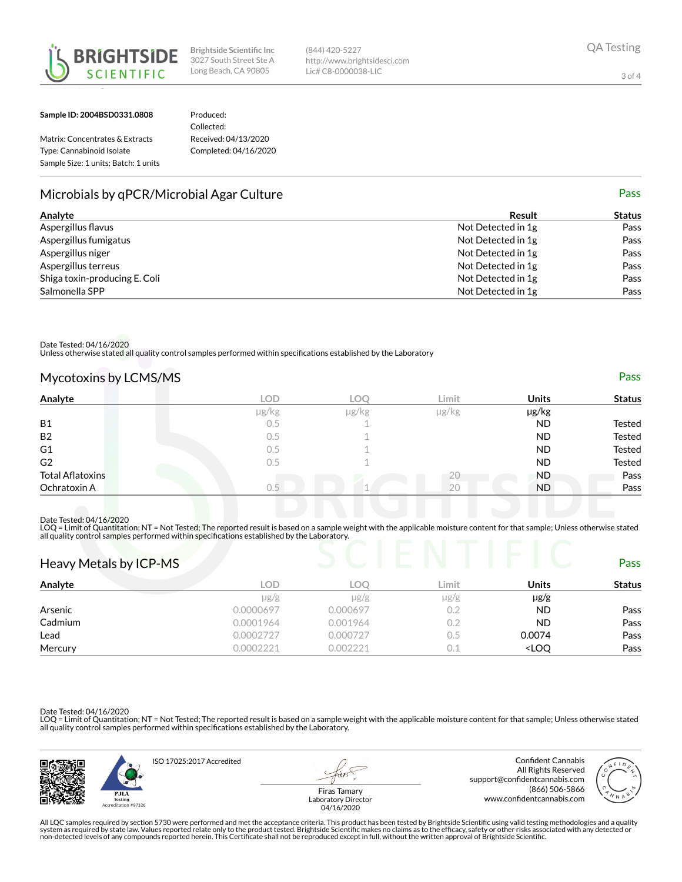**Brightside Scientific Inc**
3027 South Street Ste A
Long Beach, CA 90805

(844) 420-5227
http://www.brightsidesci.com
Lic# C8-0000038-LIC

QA Testing

**Sample ID: 2004BSD0331.0808**

Matrix: Concentrates & Extracts
Type: Cannabinoid Isolate
Sample Size: 1 units; Batch: 1 units

Produced:
Collected:
Received: 04/13/2020
Completed: 04/16/2020

## Microbials by qPCR/Microbial Agar Culture

Pass

| Analyte | Result | Status |
|---|---|---|
| Aspergillus flavus | Not Detected in 1g | Pass |
| Aspergillus fumigatus | Not Detected in 1g | Pass |
| Aspergillus niger | Not Detected in 1g | Pass |
| Aspergillus terreus | Not Detected in 1g | Pass |
| Shiga toxin-producing E. Coli | Not Detected in 1g | Pass |
| Salmonella SPP | Not Detected in 1g | Pass |

Date Tested: 04/16/2020
Unless otherwise stated all quality control samples performed within specifications established by the Laboratory

## Mycotoxins by LCMS/MS

Pass

| Analyte | LOD | LOQ | Limit | Units | Status |
|---|---|---|---|---|---|
| | μg/kg | μg/kg | μg/kg | μg/kg | |
| B1 | 0.5 | 1 | | ND | Tested |
| B2 | 0.5 | 1 | | ND | Tested |
| G1 | 0.5 | 1 | | ND | Tested |
| G2 | 0.5 | 1 | | ND | Tested |
| Total Aflatoxins | | | 20 | ND | Pass |
| Ochratoxin A | 0.5 | 1 | 20 | ND | Pass |

Date Tested: 04/16/2020
LOQ = Limit of Quantitation; NT = Not Tested; The reported result is based on a sample weight with the applicable moisture content for that sample; Unless otherwise stated all quality control samples performed within specifications established by the Laboratory.

## Heavy Metals by ICP-MS

Pass

| Analyte | LOD | LOQ | Limit | Units | Status |
|---|---|---|---|---|---|
| | μg/g | μg/g | μg/g | μg/g | |
| Arsenic | 0.0000697 | 0.000697 | 0.2 | ND | Pass |
| Cadmium | 0.0001964 | 0.001964 | 0.2 | ND | Pass |
| Lead | 0.0002727 | 0.000727 | 0.5 | 0.0074 | Pass |
| Mercury | 0.0002221 | 0.002221 | 0.1 | <LOQ | Pass |

Date Tested: 04/16/2020
LOQ = Limit of Quantitation; NT = Not Tested; The reported result is based on a sample weight with the applicable moisture content for that sample; Unless otherwise stated all quality control samples performed within specifications established by the Laboratory.

ISO 17025:2017 Accredited

PJLA Testing Accreditation #97326

Firas Tamary
Laboratory Director
04/16/2020

Confident Cannabis
All Rights Reserved
support@confidentcannabis.com
(866) 506-5866
www.confidentcannabis.com

All LQC samples required by section 5730 were performed and met the acceptance criteria. This product has been tested by Brightside Scientific using valid testing methodologies and a quality system as required by state law. Values reported relate only to the product tested. Brightside Scientific makes no claims as to the efficacy, safety or other risks associated with any detected or non-detected levels of any compounds reported herein. This Certificate shall not be reproduced except in full, without the written approval of Brightside Scientific.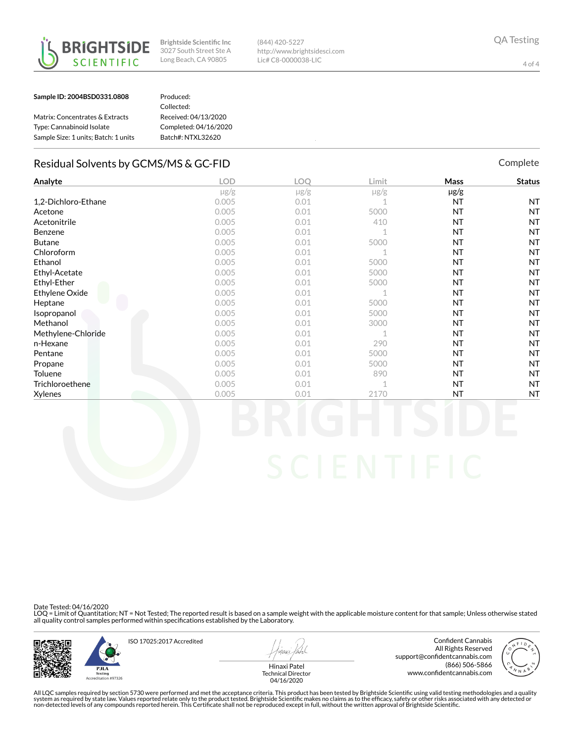**BRIGHTSIDE SCIENTIFIC**

Brightside Scientific Inc
3027 South Street Ste A
Long Beach, CA 90805

(844) 420-5227
http://www.brightsidesci.com
Lic# C8-0000038-LIC

QA Testing

**Sample ID: 2004BSD0331.0808**

Matrix: Concentrates & Extracts
Type: Cannabinoid Isolate
Sample Size: 1 units; Batch: 1 units

Produced:
Collected:
Received: 04/13/2020
Completed: 04/16/2020
Batch#: NTXL32620

## Residual Solvents by GCMS/MS & GC-FID

Complete

| Analyte | LOD | LOQ | Limit | Mass | Status |
|---|---|---|---|---|---|
| | µg/g | µg/g | µg/g | µg/g | |
| 1,2-Dichloro-Ethane | 0.005 | 0.01 | 1 | NT | NT |
| Acetone | 0.005 | 0.01 | 5000 | NT | NT |
| Acetonitrile | 0.005 | 0.01 | 410 | NT | NT |
| Benzene | 0.005 | 0.01 | 1 | NT | NT |
| Butane | 0.005 | 0.01 | 5000 | NT | NT |
| Chloroform | 0.005 | 0.01 | 1 | NT | NT |
| Ethanol | 0.005 | 0.01 | 5000 | NT | NT |
| Ethyl-Acetate | 0.005 | 0.01 | 5000 | NT | NT |
| Ethyl-Ether | 0.005 | 0.01 | 5000 | NT | NT |
| Ethylene Oxide | 0.005 | 0.01 | 1 | NT | NT |
| Heptane | 0.005 | 0.01 | 5000 | NT | NT |
| Isopropanol | 0.005 | 0.01 | 5000 | NT | NT |
| Methanol | 0.005 | 0.01 | 3000 | NT | NT |
| Methylene-Chloride | 0.005 | 0.01 | 1 | NT | NT |
| n-Hexane | 0.005 | 0.01 | 290 | NT | NT |
| Pentane | 0.005 | 0.01 | 5000 | NT | NT |
| Propane | 0.005 | 0.01 | 5000 | NT | NT |
| Toluene | 0.005 | 0.01 | 890 | NT | NT |
| Trichloroethene | 0.005 | 0.01 | 1 | NT | NT |
| Xylenes | 0.005 | 0.01 | 2170 | NT | NT |

Date Tested: 04/16/2020
LOQ = Limit of Quantitation; NT = Not Tested; The reported result is based on a sample weight with the applicable moisture content for that sample; Unless otherwise stated all quality control samples performed within specifications established by the Laboratory.

PJLA Testing Accreditation #97326

ISO 17025:2017 Accredited

Hinaxi Patel
Technical Director
04/16/2020

Confident Cannabis
All Rights Reserved
support@confidentcannabis.com
(866) 506-5866
www.confidentcannabis.com

All LQC samples required by section 5730 were performed and met the acceptance criteria. This product has been tested by Brightside Scientific using valid testing methodologies and a quality system as required by state law. Values reported relate only to the product tested. Brightside Scientific makes no claims as to the efficacy, safety or other risks associated with any detected or non-detected levels of any compounds reported herein. This Certificate shall not be reproduced except in full, without the written approval of Brightside Scientific.